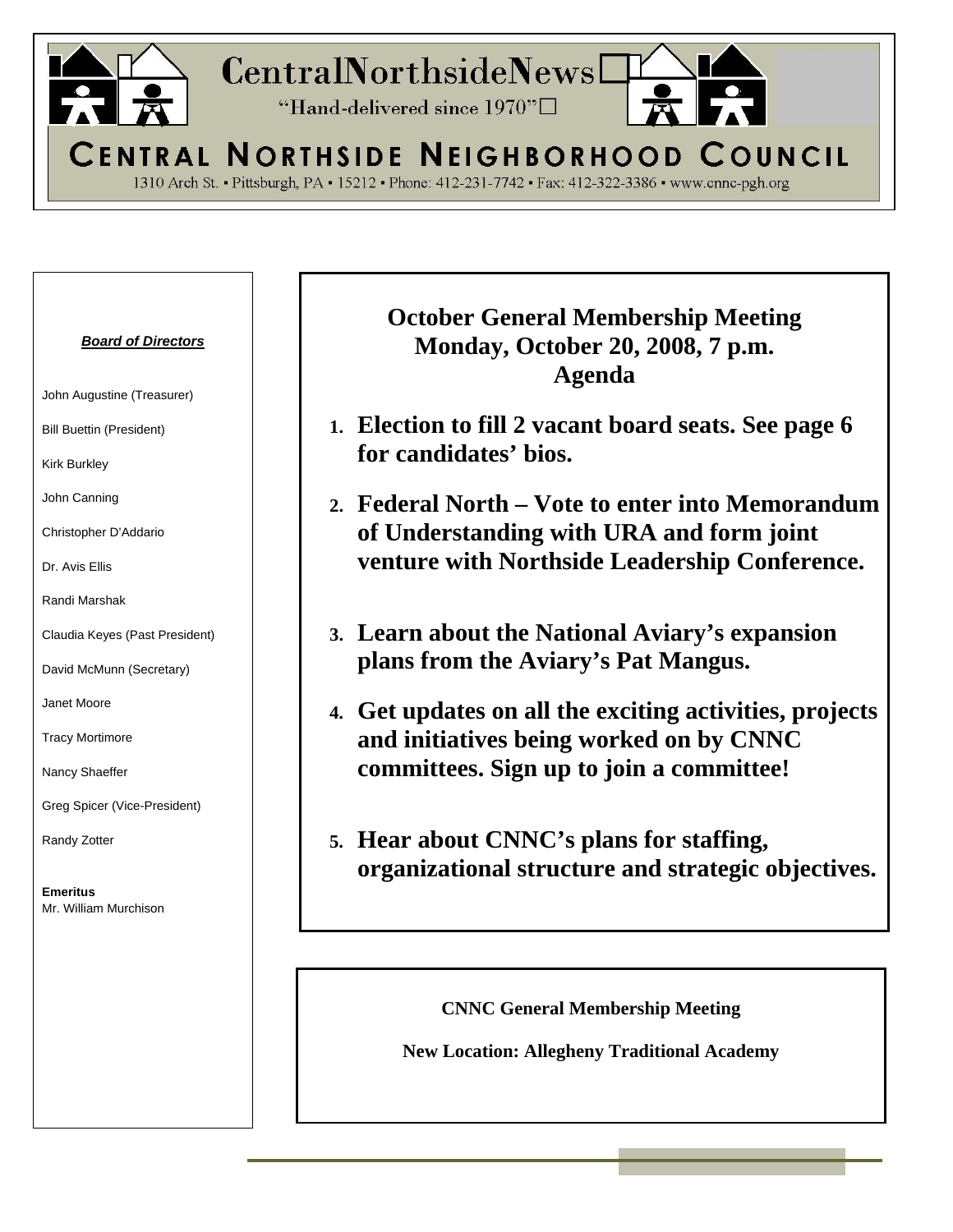# CentralNorthsideNews

"Hand-delivered since 1970"

## CENTRAL NORTHSIDE NEIGHBORHOOD COUNCIL

1310 Arch St. • Pittsburgh, PA • 15212 • Phone: 412-231-7742 • Fax: 412-322-3386 • www.cnnc-pgh.org

***Board of Directors***

John Augustine (Treasurer)

Bill Buettin (President)

Kirk Burkley

John Canning

Christopher D'Addario

Dr. Avis Ellis

Randi Marshak

Claudia Keyes (Past President)

David McMunn (Secretary)

Janet Moore

Tracy Mortimore

Nancy Shaeffer

Greg Spicer (Vice-President)

Randy Zotter

**Emeritus**
Mr. William Murchison

## October General Membership Meeting
## Monday, October 20, 2008, 7 p.m.
## Agenda

1. **Election to fill 2 vacant board seats. See page 6 for candidates' bios.**
2. **Federal North – Vote to enter into Memorandum of Understanding with URA and form joint venture with Northside Leadership Conference.**
3. **Learn about the National Aviary's expansion plans from the Aviary's Pat Mangus.**
4. **Get updates on all the exciting activities, projects and initiatives being worked on by CNNC committees. Sign up to join a committee!**
5. **Hear about CNNC's plans for staffing, organizational structure and strategic objectives.**

**CNNC General Membership Meeting**

**New Location: Allegheny Traditional Academy**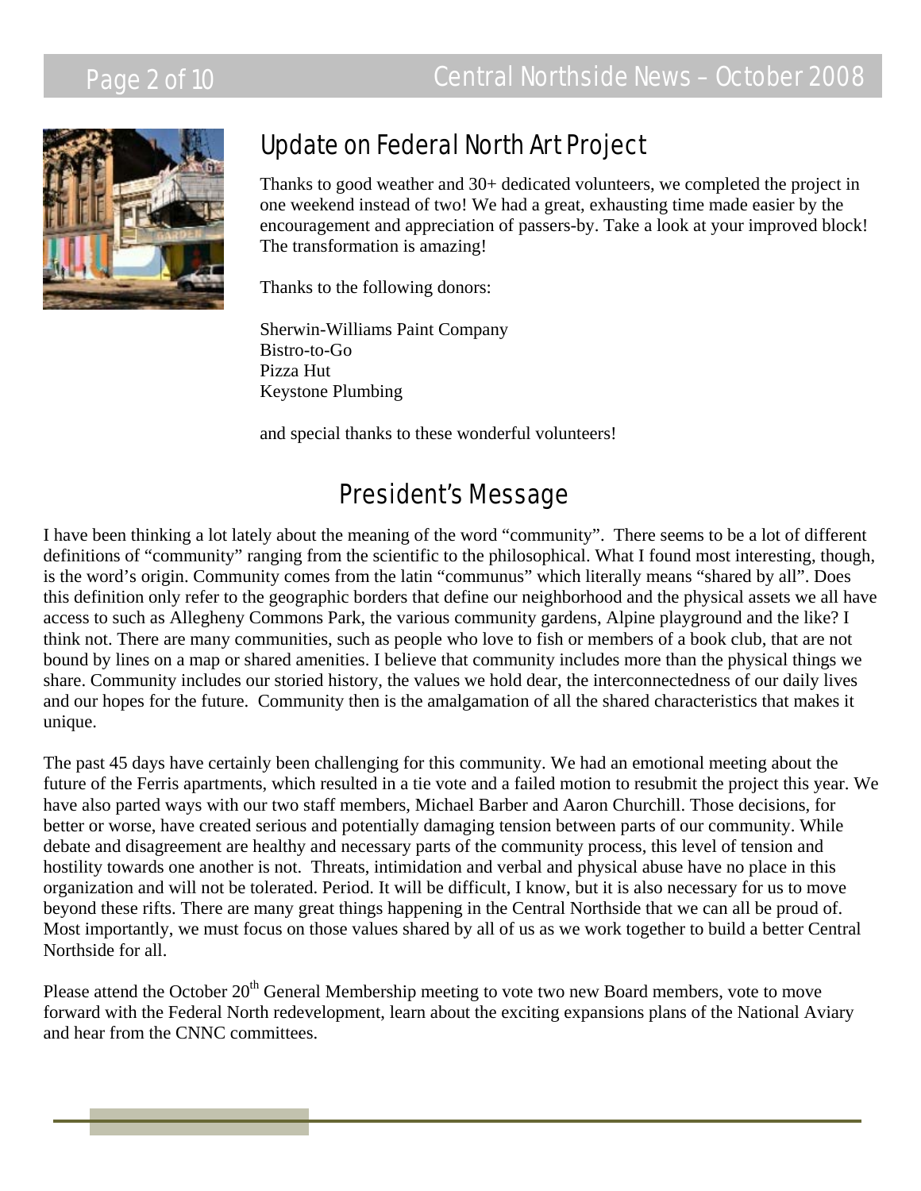## Update on Federal North Art Project

Thanks to good weather and 30+ dedicated volunteers, we completed the project in one weekend instead of two! We had a great, exhausting time made easier by the encouragement and appreciation of passers-by. Take a look at your improved block! The transformation is amazing!

Thanks to the following donors:

Sherwin-Williams Paint Company
Bistro-to-Go
Pizza Hut
Keystone Plumbing

and special thanks to these wonderful volunteers!

## President's Message

I have been thinking a lot lately about the meaning of the word "community". There seems to be a lot of different definitions of "community" ranging from the scientific to the philosophical. What I found most interesting, though, is the word's origin. Community comes from the latin "communus" which literally means "shared by all". Does this definition only refer to the geographic borders that define our neighborhood and the physical assets we all have access to such as Allegheny Commons Park, the various community gardens, Alpine playground and the like? I think not. There are many communities, such as people who love to fish or members of a book club, that are not bound by lines on a map or shared amenities. I believe that community includes more than the physical things we share. Community includes our storied history, the values we hold dear, the interconnectedness of our daily lives and our hopes for the future. Community then is the amalgamation of all the shared characteristics that makes it unique.

The past 45 days have certainly been challenging for this community. We had an emotional meeting about the future of the Ferris apartments, which resulted in a tie vote and a failed motion to resubmit the project this year. We have also parted ways with our two staff members, Michael Barber and Aaron Churchill. Those decisions, for better or worse, have created serious and potentially damaging tension between parts of our community. While debate and disagreement are healthy and necessary parts of the community process, this level of tension and hostility towards one another is not. Threats, intimidation and verbal and physical abuse have no place in this organization and will not be tolerated. Period. It will be difficult, I know, but it is also necessary for us to move beyond these rifts. There are many great things happening in the Central Northside that we can all be proud of. Most importantly, we must focus on those values shared by all of us as we work together to build a better Central Northside for all.

Please attend the October 20th General Membership meeting to vote two new Board members, vote to move forward with the Federal North redevelopment, learn about the exciting expansions plans of the National Aviary and hear from the CNNC committees.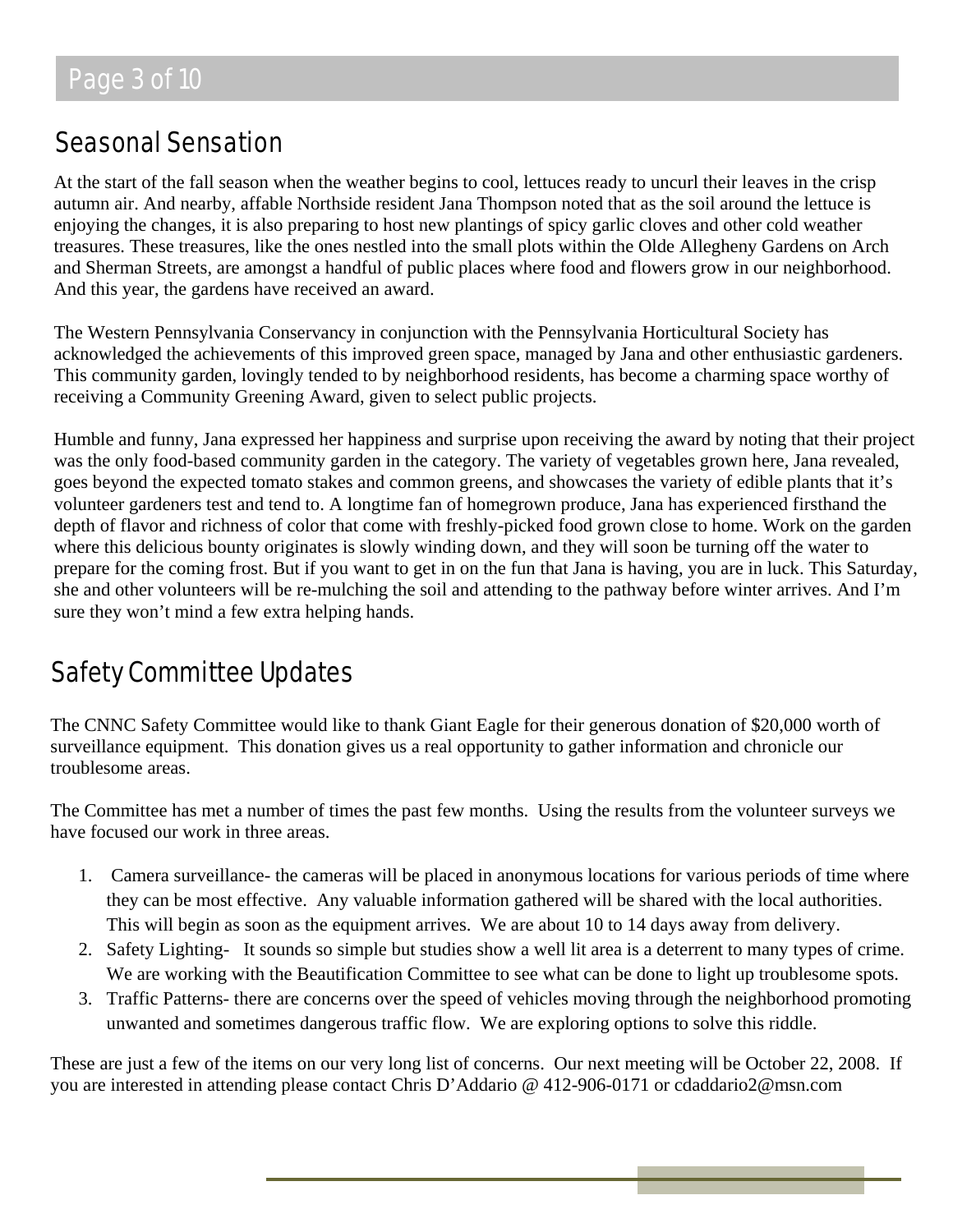## Seasonal Sensation

At the start of the fall season when the weather begins to cool, lettuces ready to uncurl their leaves in the crisp autumn air. And nearby, affable Northside resident Jana Thompson noted that as the soil around the lettuce is enjoying the changes, it is also preparing to host new plantings of spicy garlic cloves and other cold weather treasures. These treasures, like the ones nestled into the small plots within the Olde Allegheny Gardens on Arch and Sherman Streets, are amongst a handful of public places where food and flowers grow in our neighborhood. And this year, the gardens have received an award.

The Western Pennsylvania Conservancy in conjunction with the Pennsylvania Horticultural Society has acknowledged the achievements of this improved green space, managed by Jana and other enthusiastic gardeners. This community garden, lovingly tended to by neighborhood residents, has become a charming space worthy of receiving a Community Greening Award, given to select public projects.

Humble and funny, Jana expressed her happiness and surprise upon receiving the award by noting that their project was the only food-based community garden in the category. The variety of vegetables grown here, Jana revealed, goes beyond the expected tomato stakes and common greens, and showcases the variety of edible plants that it's volunteer gardeners test and tend to. A longtime fan of homegrown produce, Jana has experienced firsthand the depth of flavor and richness of color that come with freshly-picked food grown close to home. Work on the garden where this delicious bounty originates is slowly winding down, and they will soon be turning off the water to prepare for the coming frost. But if you want to get in on the fun that Jana is having, you are in luck. This Saturday, she and other volunteers will be re-mulching the soil and attending to the pathway before winter arrives. And I'm sure they won't mind a few extra helping hands.

## Safety Committee Updates

The CNNC Safety Committee would like to thank Giant Eagle for their generous donation of $20,000 worth of surveillance equipment. This donation gives us a real opportunity to gather information and chronicle our troublesome areas.

The Committee has met a number of times the past few months. Using the results from the volunteer surveys we have focused our work in three areas.

1. Camera surveillance- the cameras will be placed in anonymous locations for various periods of time where they can be most effective. Any valuable information gathered will be shared with the local authorities. This will begin as soon as the equipment arrives. We are about 10 to 14 days away from delivery.
2. Safety Lighting- It sounds so simple but studies show a well lit area is a deterrent to many types of crime. We are working with the Beautification Committee to see what can be done to light up troublesome spots.
3. Traffic Patterns- there are concerns over the speed of vehicles moving through the neighborhood promoting unwanted and sometimes dangerous traffic flow. We are exploring options to solve this riddle.

These are just a few of the items on our very long list of concerns. Our next meeting will be October 22, 2008. If you are interested in attending please contact Chris D'Addario @ 412-906-0171 or cdaddario2@msn.com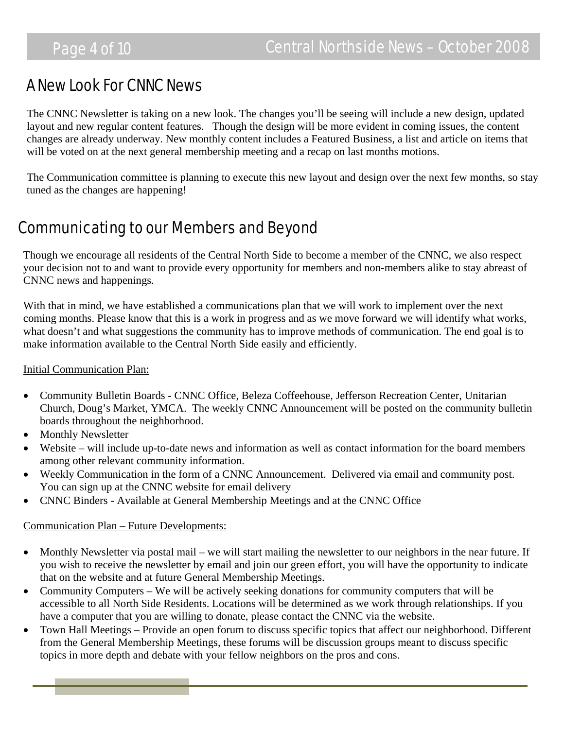## A New Look For CNNC News

The CNNC Newsletter is taking on a new look. The changes you'll be seeing will include a new design, updated layout and new regular content features. Though the design will be more evident in coming issues, the content changes are already underway. New monthly content includes a Featured Business, a list and article on items that will be voted on at the next general membership meeting and a recap on last months motions.

The Communication committee is planning to execute this new layout and design over the next few months, so stay tuned as the changes are happening!

## Communicating to our Members and Beyond

Though we encourage all residents of the Central North Side to become a member of the CNNC, we also respect your decision not to and want to provide every opportunity for members and non-members alike to stay abreast of CNNC news and happenings.

With that in mind, we have established a communications plan that we will work to implement over the next coming months. Please know that this is a work in progress and as we move forward we will identify what works, what doesn't and what suggestions the community has to improve methods of communication. The end goal is to make information available to the Central North Side easily and efficiently.

<u>Initial Communication Plan:</u>

- Community Bulletin Boards - CNNC Office, Beleza Coffeehouse, Jefferson Recreation Center, Unitarian Church, Doug's Market, YMCA. The weekly CNNC Announcement will be posted on the community bulletin boards throughout the neighborhood.
- Monthly Newsletter
- Website – will include up-to-date news and information as well as contact information for the board members among other relevant community information.
- Weekly Communication in the form of a CNNC Announcement. Delivered via email and community post. You can sign up at the CNNC website for email delivery
- CNNC Binders - Available at General Membership Meetings and at the CNNC Office

<u>Communication Plan – Future Developments:</u>

- Monthly Newsletter via postal mail – we will start mailing the newsletter to our neighbors in the near future. If you wish to receive the newsletter by email and join our green effort, you will have the opportunity to indicate that on the website and at future General Membership Meetings.
- Community Computers – We will be actively seeking donations for community computers that will be accessible to all North Side Residents. Locations will be determined as we work through relationships. If you have a computer that you are willing to donate, please contact the CNNC via the website.
- Town Hall Meetings – Provide an open forum to discuss specific topics that affect our neighborhood. Different from the General Membership Meetings, these forums will be discussion groups meant to discuss specific topics in more depth and debate with your fellow neighbors on the pros and cons.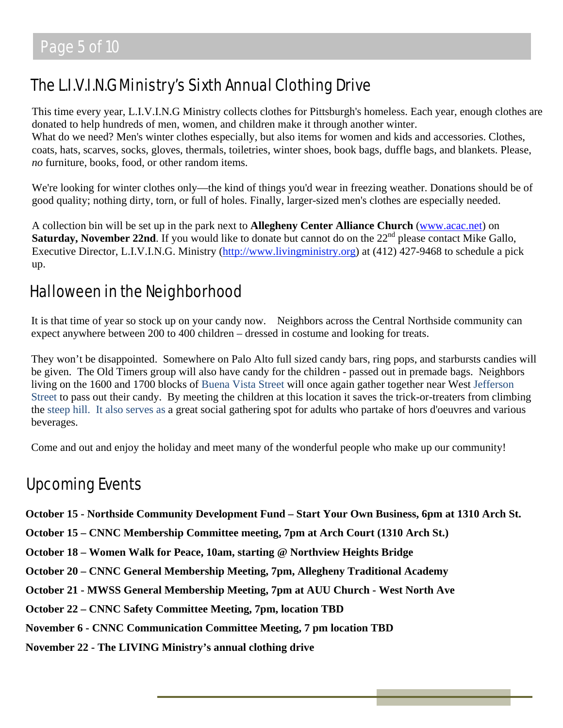## The L.I.V.I.N.G Ministry's Sixth Annual Clothing Drive

This time every year, L.I.V.I.N.G Ministry collects clothes for Pittsburgh's homeless. Each year, enough clothes are donated to help hundreds of men, women, and children make it through another winter.
What do we need? Men's winter clothes especially, but also items for women and kids and accessories. Clothes, coats, hats, scarves, socks, gloves, thermals, toiletries, winter shoes, book bags, duffle bags, and blankets. Please, *no* furniture, books, food, or other random items.

We're looking for winter clothes only—the kind of things you'd wear in freezing weather. Donations should be of good quality; nothing dirty, torn, or full of holes. Finally, larger-sized men's clothes are especially needed.

A collection bin will be set up in the park next to **Allegheny Center Alliance Church** (www.acac.net) on **Saturday, November 22nd**. If you would like to donate but cannot do on the 22nd please contact Mike Gallo, Executive Director, L.I.V.I.N.G. Ministry (http://www.livingministry.org) at (412) 427-9468 to schedule a pick up.

## Halloween in the Neighborhood

It is that time of year so stock up on your candy now. Neighbors across the Central Northside community can expect anywhere between 200 to 400 children – dressed in costume and looking for treats.

They won't be disappointed. Somewhere on Palo Alto full sized candy bars, ring pops, and starbursts candies will be given. The Old Timers group will also have candy for the children - passed out in premade bags. Neighbors living on the 1600 and 1700 blocks of Buena Vista Street will once again gather together near West Jefferson Street to pass out their candy. By meeting the children at this location it saves the trick-or-treaters from climbing the steep hill. It also serves as a great social gathering spot for adults who partake of hors d'oeuvres and various beverages.

Come and out and enjoy the holiday and meet many of the wonderful people who make up our community!

## Upcoming Events

**October 15 - Northside Community Development Fund – Start Your Own Business, 6pm at 1310 Arch St.**

**October 15 – CNNC Membership Committee meeting, 7pm at Arch Court (1310 Arch St.)**

**October 18 – Women Walk for Peace, 10am, starting @ Northview Heights Bridge**

**October 20 – CNNC General Membership Meeting, 7pm, Allegheny Traditional Academy**

**October 21 - MWSS General Membership Meeting, 7pm at AUU Church - West North Ave**

**October 22 – CNNC Safety Committee Meeting, 7pm, location TBD**

**November 6 - CNNC Communication Committee Meeting, 7 pm location TBD**

**November 22 - The LIVING Ministry's annual clothing drive**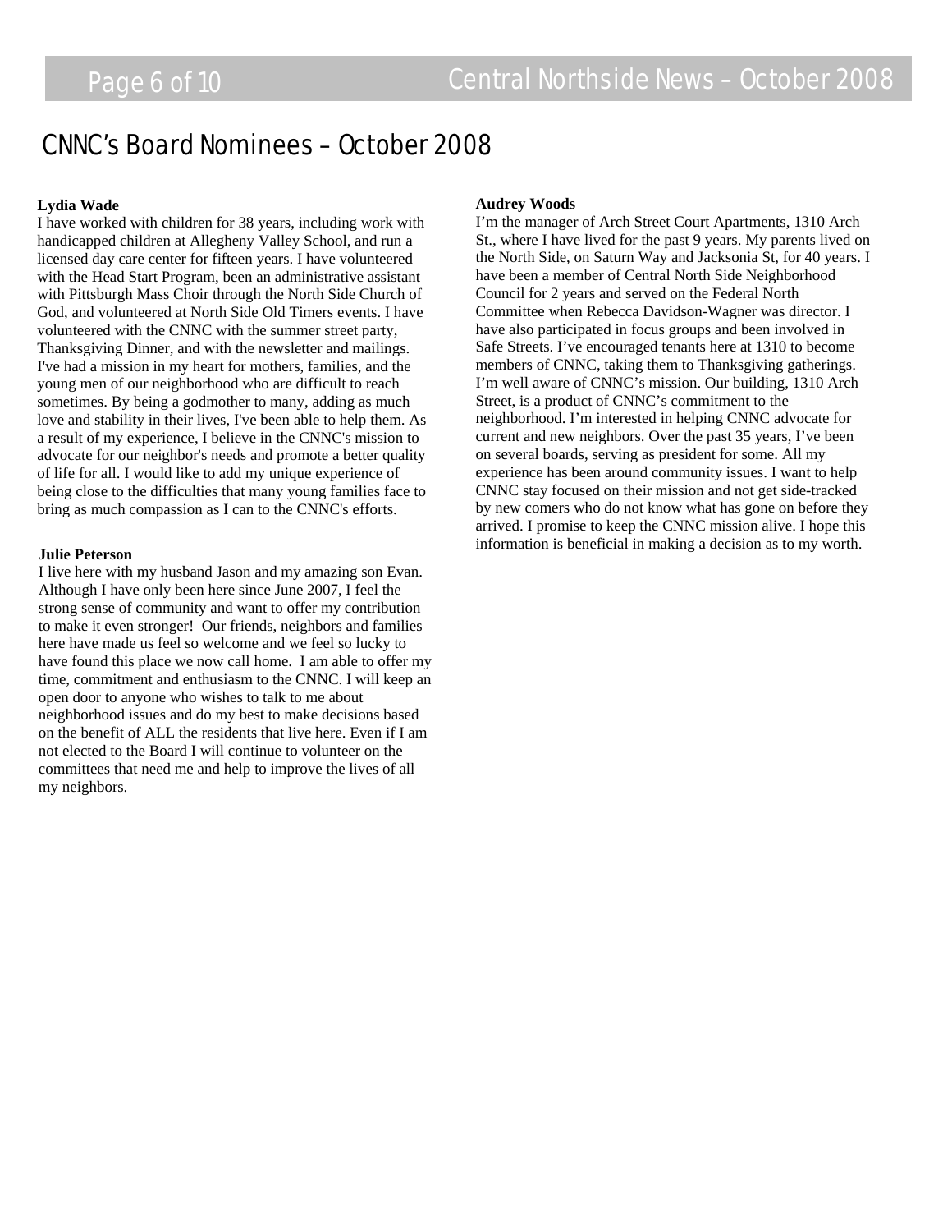# CNNC's Board Nominees – October 2008

**Lydia Wade**

I have worked with children for 38 years, including work with handicapped children at Allegheny Valley School, and run a licensed day care center for fifteen years. I have volunteered with the Head Start Program, been an administrative assistant with Pittsburgh Mass Choir through the North Side Church of God, and volunteered at North Side Old Timers events. I have volunteered with the CNNC with the summer street party, Thanksgiving Dinner, and with the newsletter and mailings. I've had a mission in my heart for mothers, families, and the young men of our neighborhood who are difficult to reach sometimes. By being a godmother to many, adding as much love and stability in their lives, I've been able to help them. As a result of my experience, I believe in the CNNC's mission to advocate for our neighbor's needs and promote a better quality of life for all. I would like to add my unique experience of being close to the difficulties that many young families face to bring as much compassion as I can to the CNNC's efforts.

**Julie Peterson**

I live here with my husband Jason and my amazing son Evan. Although I have only been here since June 2007, I feel the strong sense of community and want to offer my contribution to make it even stronger! Our friends, neighbors and families here have made us feel so welcome and we feel so lucky to have found this place we now call home. I am able to offer my time, commitment and enthusiasm to the CNNC. I will keep an open door to anyone who wishes to talk to me about neighborhood issues and do my best to make decisions based on the benefit of ALL the residents that live here. Even if I am not elected to the Board I will continue to volunteer on the committees that need me and help to improve the lives of all my neighbors.

**Audrey Woods**

I'm the manager of Arch Street Court Apartments, 1310 Arch St., where I have lived for the past 9 years. My parents lived on the North Side, on Saturn Way and Jacksonia St, for 40 years. I have been a member of Central North Side Neighborhood Council for 2 years and served on the Federal North Committee when Rebecca Davidson-Wagner was director. I have also participated in focus groups and been involved in Safe Streets. I've encouraged tenants here at 1310 to become members of CNNC, taking them to Thanksgiving gatherings. I'm well aware of CNNC's mission. Our building, 1310 Arch Street, is a product of CNNC's commitment to the neighborhood. I'm interested in helping CNNC advocate for current and new neighbors. Over the past 35 years, I've been on several boards, serving as president for some. All my experience has been around community issues. I want to help CNNC stay focused on their mission and not get side-tracked by new comers who do not know what has gone on before they arrived. I promise to keep the CNNC mission alive. I hope this information is beneficial in making a decision as to my worth.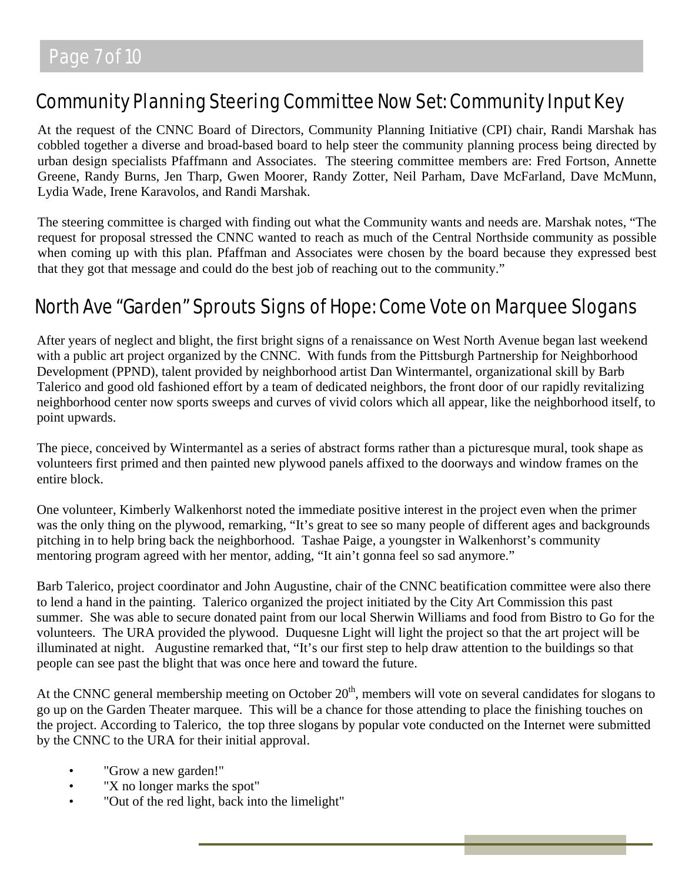## Community Planning Steering Committee Now Set: Community Input Key

At the request of the CNNC Board of Directors, Community Planning Initiative (CPI) chair, Randi Marshak has cobbled together a diverse and broad-based board to help steer the community planning process being directed by urban design specialists Pfaffmann and Associates. The steering committee members are: Fred Fortson, Annette Greene, Randy Burns, Jen Tharp, Gwen Moorer, Randy Zotter, Neil Parham, Dave McFarland, Dave McMunn, Lydia Wade, Irene Karavolos, and Randi Marshak.

The steering committee is charged with finding out what the Community wants and needs are. Marshak notes, "The request for proposal stressed the CNNC wanted to reach as much of the Central Northside community as possible when coming up with this plan. Pfaffman and Associates were chosen by the board because they expressed best that they got that message and could do the best job of reaching out to the community."

## North Ave "Garden" Sprouts Signs of Hope: Come Vote on Marquee Slogans

After years of neglect and blight, the first bright signs of a renaissance on West North Avenue began last weekend with a public art project organized by the CNNC. With funds from the Pittsburgh Partnership for Neighborhood Development (PPND), talent provided by neighborhood artist Dan Wintermantel, organizational skill by Barb Talerico and good old fashioned effort by a team of dedicated neighbors, the front door of our rapidly revitalizing neighborhood center now sports sweeps and curves of vivid colors which all appear, like the neighborhood itself, to point upwards.

The piece, conceived by Wintermantel as a series of abstract forms rather than a picturesque mural, took shape as volunteers first primed and then painted new plywood panels affixed to the doorways and window frames on the entire block.

One volunteer, Kimberly Walkenhorst noted the immediate positive interest in the project even when the primer was the only thing on the plywood, remarking, "It's great to see so many people of different ages and backgrounds pitching in to help bring back the neighborhood. Tashae Paige, a youngster in Walkenhorst's community mentoring program agreed with her mentor, adding, "It ain't gonna feel so sad anymore."

Barb Talerico, project coordinator and John Augustine, chair of the CNNC beatification committee were also there to lend a hand in the painting. Talerico organized the project initiated by the City Art Commission this past summer. She was able to secure donated paint from our local Sherwin Williams and food from Bistro to Go for the volunteers. The URA provided the plywood. Duquesne Light will light the project so that the art project will be illuminated at night. Augustine remarked that, "It's our first step to help draw attention to the buildings so that people can see past the blight that was once here and toward the future.

At the CNNC general membership meeting on October 20th, members will vote on several candidates for slogans to go up on the Garden Theater marquee. This will be a chance for those attending to place the finishing touches on the project. According to Talerico, the top three slogans by popular vote conducted on the Internet were submitted by the CNNC to the URA for their initial approval.

- "Grow a new garden!"
- "X no longer marks the spot"
- "Out of the red light, back into the limelight"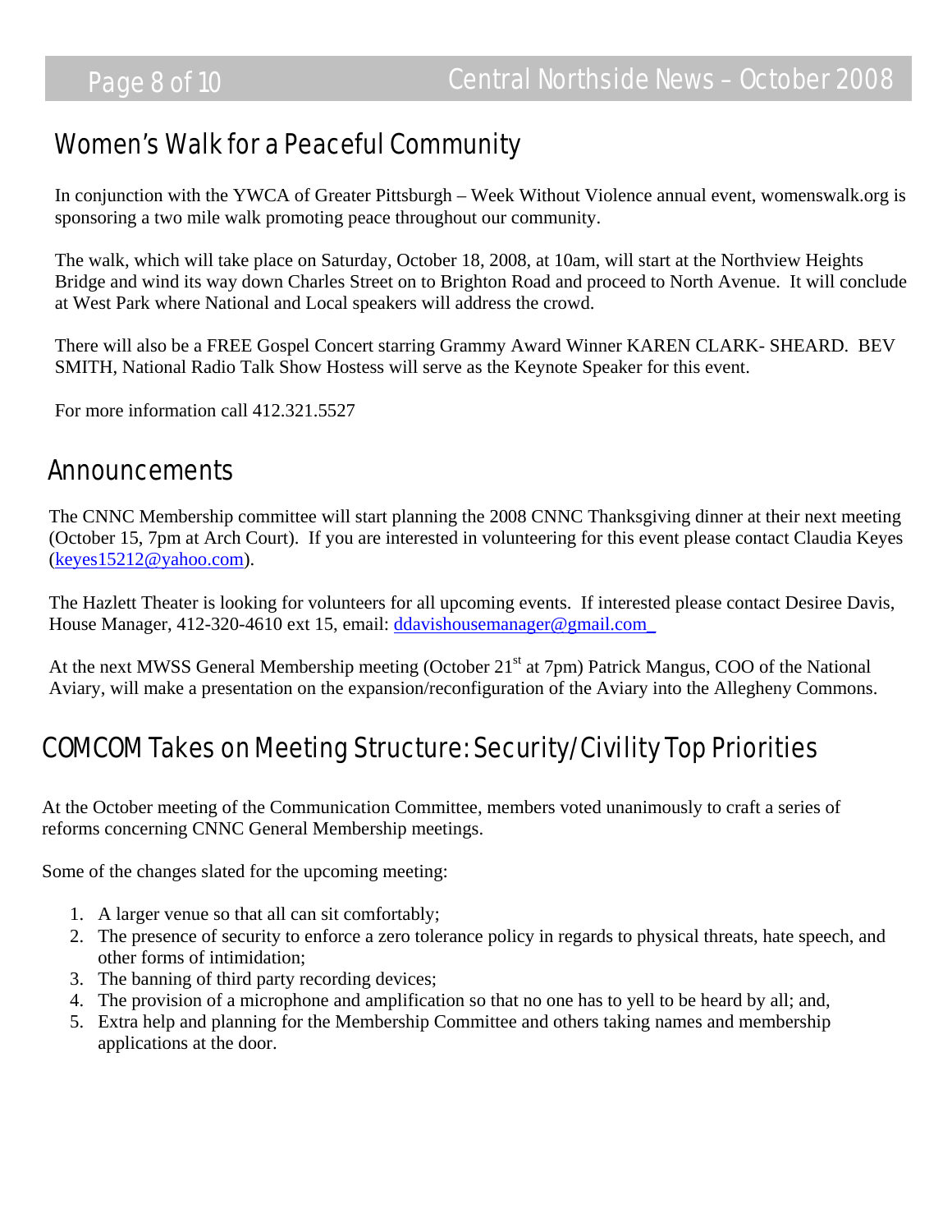## Women's Walk for a Peaceful Community

In conjunction with the YWCA of Greater Pittsburgh – Week Without Violence annual event, womenswalk.org is sponsoring a two mile walk promoting peace throughout our community.

The walk, which will take place on Saturday, October 18, 2008, at 10am, will start at the Northview Heights Bridge and wind its way down Charles Street on to Brighton Road and proceed to North Avenue. It will conclude at West Park where National and Local speakers will address the crowd.

There will also be a FREE Gospel Concert starring Grammy Award Winner KAREN CLARK- SHEARD. BEV SMITH, National Radio Talk Show Hostess will serve as the Keynote Speaker for this event.

For more information call 412.321.5527

## Announcements

The CNNC Membership committee will start planning the 2008 CNNC Thanksgiving dinner at their next meeting (October 15, 7pm at Arch Court). If you are interested in volunteering for this event please contact Claudia Keyes (keyes15212@yahoo.com).

The Hazlett Theater is looking for volunteers for all upcoming events. If interested please contact Desiree Davis, House Manager, 412-320-4610 ext 15, email: ddavishousemanager@gmail.com

At the next MWSS General Membership meeting (October 21st at 7pm) Patrick Mangus, COO of the National Aviary, will make a presentation on the expansion/reconfiguration of the Aviary into the Allegheny Commons.

## COMCOM Takes on Meeting Structure: Security/Civility Top Priorities

At the October meeting of the Communication Committee, members voted unanimously to craft a series of reforms concerning CNNC General Membership meetings.

Some of the changes slated for the upcoming meeting:

1. A larger venue so that all can sit comfortably;
2. The presence of security to enforce a zero tolerance policy in regards to physical threats, hate speech, and other forms of intimidation;
3. The banning of third party recording devices;
4. The provision of a microphone and amplification so that no one has to yell to be heard by all; and,
5. Extra help and planning for the Membership Committee and others taking names and membership applications at the door.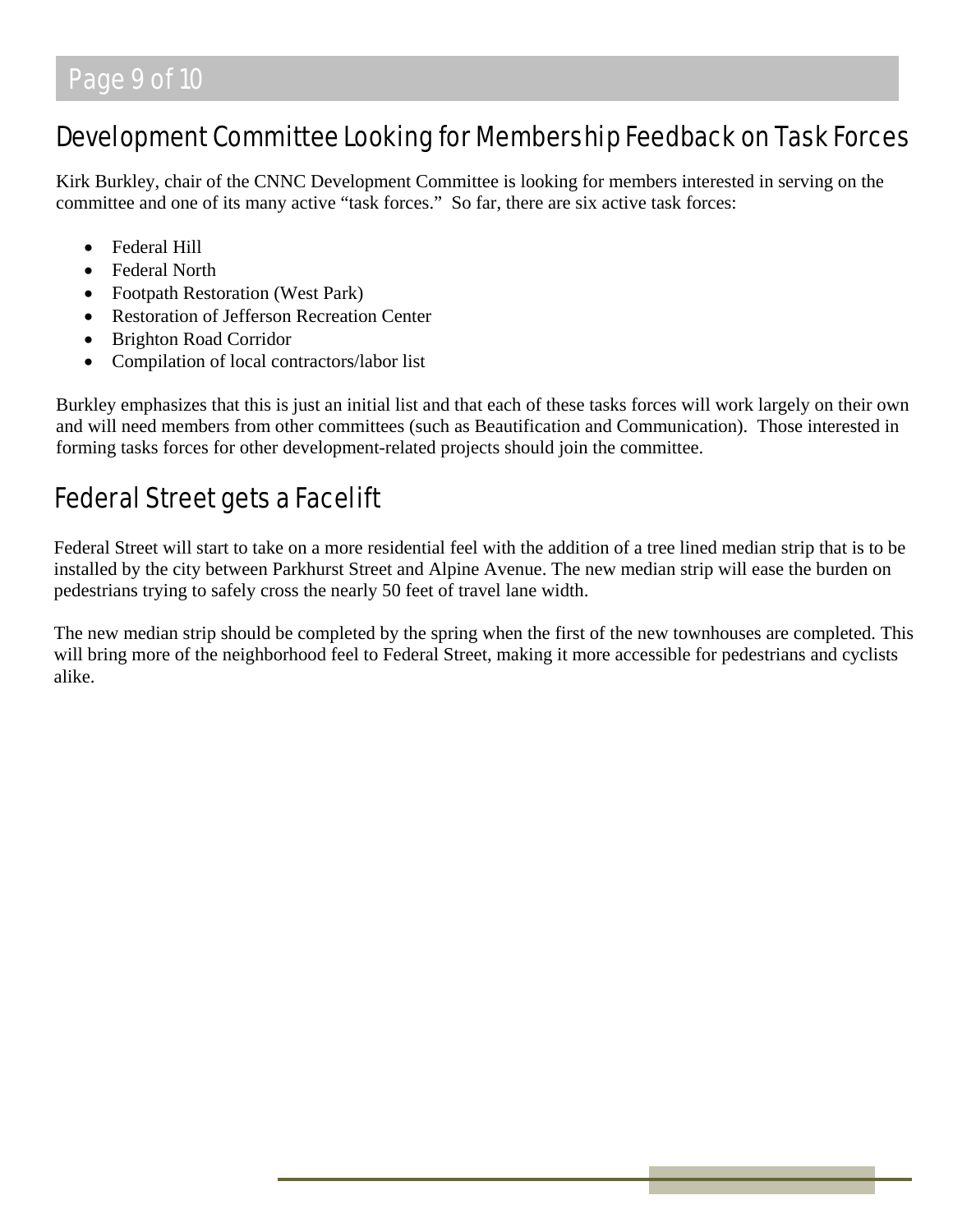## Development Committee Looking for Membership Feedback on Task Forces

Kirk Burkley, chair of the CNNC Development Committee is looking for members interested in serving on the committee and one of its many active "task forces." So far, there are six active task forces:

- Federal Hill
- Federal North
- Footpath Restoration (West Park)
- Restoration of Jefferson Recreation Center
- Brighton Road Corridor
- Compilation of local contractors/labor list

Burkley emphasizes that this is just an initial list and that each of these tasks forces will work largely on their own and will need members from other committees (such as Beautification and Communication). Those interested in forming tasks forces for other development-related projects should join the committee.

## Federal Street gets a Facelift

Federal Street will start to take on a more residential feel with the addition of a tree lined median strip that is to be installed by the city between Parkhurst Street and Alpine Avenue. The new median strip will ease the burden on pedestrians trying to safely cross the nearly 50 feet of travel lane width.

The new median strip should be completed by the spring when the first of the new townhouses are completed. This will bring more of the neighborhood feel to Federal Street, making it more accessible for pedestrians and cyclists alike.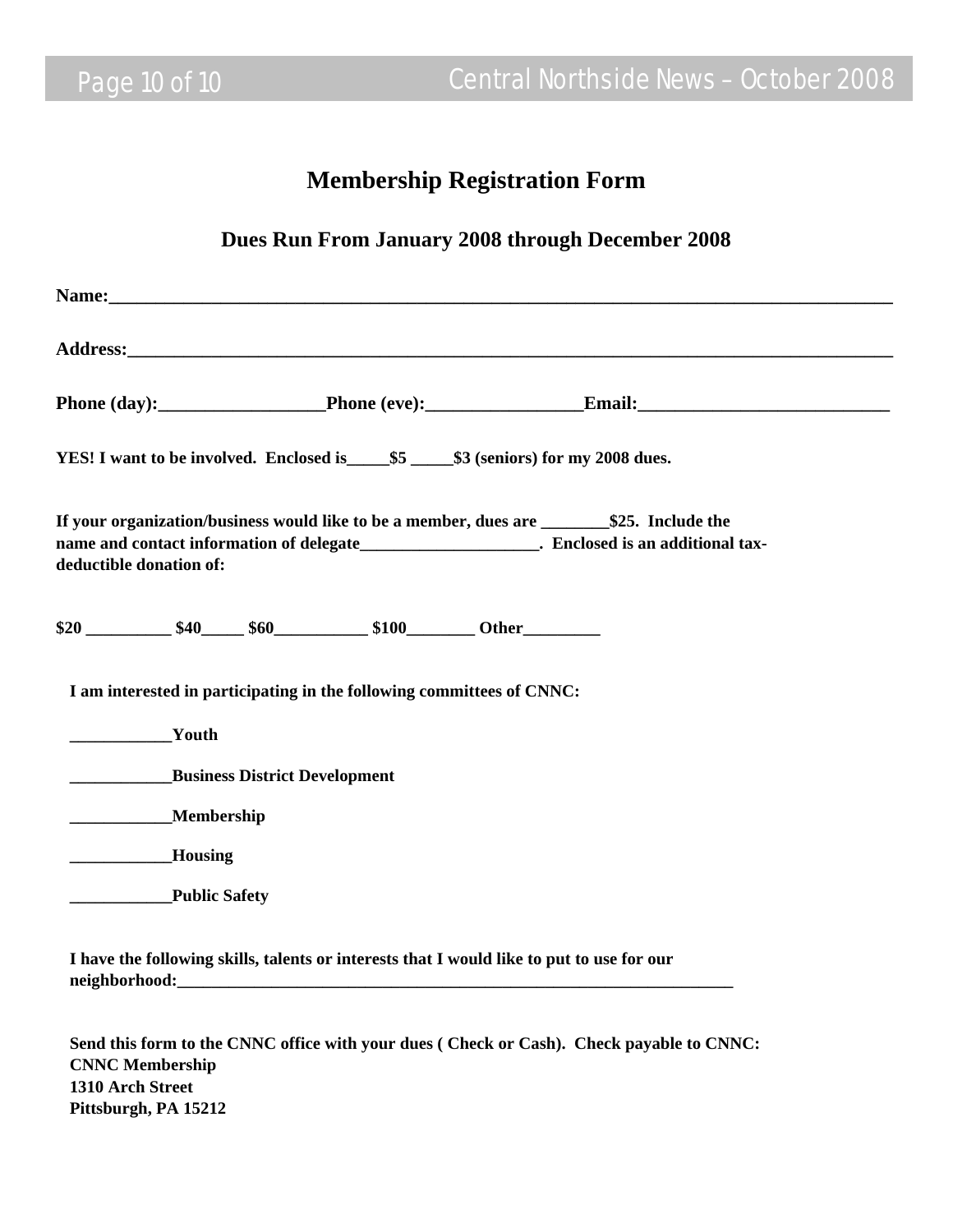# Membership Registration Form

## Dues Run From January 2008 through December 2008

**Name:**___________________________________________________________________________________

**Address:**_________________________________________________________________________________

**Phone (day):**__________________**Phone (eve):**_________________**Email:**____________________________

**YES! I want to be involved. Enclosed is_____$5 _____$3 (seniors) for my 2008 dues.**

**If your organization/business would like to be a member, dues are ________$25. Include the name and contact information of delegate_____________________. Enclosed is an additional tax-deductible donation of:**

**$20 __________ $40_____ $60___________ $100________ Other_________**

**I am interested in participating in the following committees of CNNC:**

**____________Youth**

**____________Business District Development**

**____________Membership**

**____________Housing**

**____________Public Safety**

**I have the following skills, talents or interests that I would like to put to use for our neighborhood:**_____________________________________________________________________

**Send this form to the CNNC office with your dues ( Check or Cash). Check payable to CNNC:**
**CNNC Membership**
**1310 Arch Street**
**Pittsburgh, PA 15212**